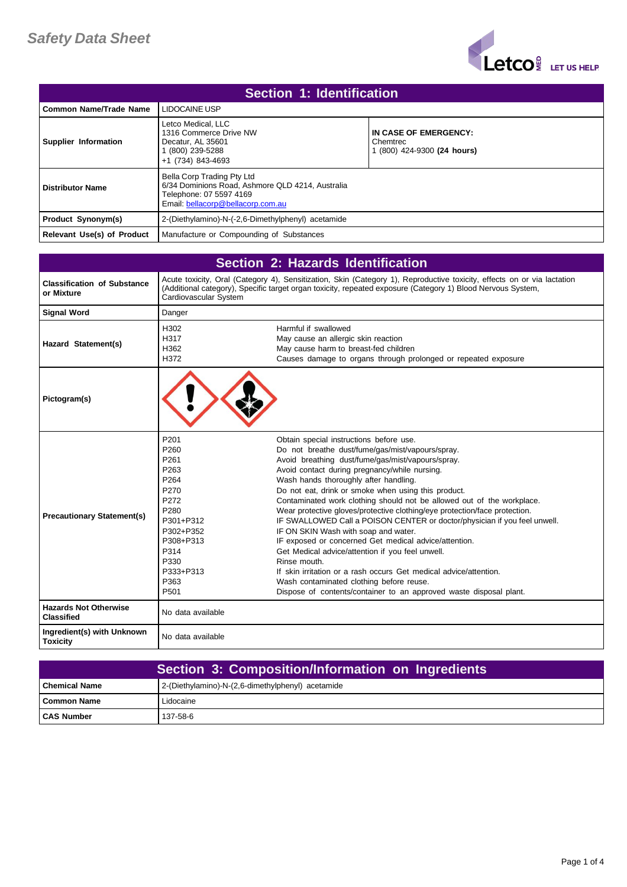# Safety Data Sheet

## Section 1: Identification

| | | |
|---|---|---|
| **Common Name/Trade Name** | LIDOCAINE USP | |
| **Supplier Information** | Letco Medical, LLC<br>1316 Commerce Drive NW<br>Decatur, AL 35601<br>1 (800) 239-5288<br>+1 (734) 843-4693 | **IN CASE OF EMERGENCY:**<br>Chemtrec<br>1 (800) 424-9300 **(24 hours)** |
| **Distributor Name** | Bella Corp Trading Pty Ltd<br>6/34 Dominions Road, Ashmore QLD 4214, Australia<br>Telephone: 07 5597 4169<br>Email: bellacorp@bellacorp.com.au | |
| **Product Synonym(s)** | 2-(Diethylamino)-N-(-2,6-Dimethylphenyl) acetamide | |
| **Relevant Use(s) of Product** | Manufacture or Compounding of Substances | |

## Section 2: Hazards Identification

| | | |
|---|---|---|
| **Classification of Substance or Mixture** | Acute toxicity, Oral (Category 4), Sensitization, Skin (Category 1), Reproductive toxicity, effects on or via lactation (Additional category), Specific target organ toxicity, repeated exposure (Category 1) Blood Nervous System, Cardiovascular System | |
| **Signal Word** | Danger | |
| **Hazard Statement(s)** | H302<br>H317<br>H362<br>H372 | Harmful if swallowed<br>May cause an allergic skin reaction<br>May cause harm to breast-fed children<br>Causes damage to organs through prolonged or repeated exposure |
| **Pictogram(s)** | | |
| **Precautionary Statement(s)** | P201<br>P260<br>P261<br>P263<br>P264<br>P270<br>P272<br>P280<br>P301+P312<br>P302+P352<br>P308+P313<br>P314<br>P330<br>P333+P313<br>P363<br>P501 | Obtain special instructions before use.<br>Do not breathe dust/fume/gas/mist/vapours/spray.<br>Avoid breathing dust/fume/gas/mist/vapours/spray.<br>Avoid contact during pregnancy/while nursing.<br>Wash hands thoroughly after handling.<br>Do not eat, drink or smoke when using this product.<br>Contaminated work clothing should not be allowed out of the workplace.<br>Wear protective gloves/protective clothing/eye protection/face protection.<br>IF SWALLOWED Call a POISON CENTER or doctor/physician if you feel unwell.<br>IF ON SKIN Wash with soap and water.<br>IF exposed or concerned Get medical advice/attention.<br>Get Medical advice/attention if you feel unwell.<br>Rinse mouth.<br>If skin irritation or a rash occurs Get medical advice/attention.<br>Wash contaminated clothing before reuse.<br>Dispose of contents/container to an approved waste disposal plant. |
| **Hazards Not Otherwise Classified** | No data available | |
| **Ingredient(s) with Unknown Toxicity** | No data available | |

## Section 3: Composition/Information on Ingredients

| | |
|---|---|
| **Chemical Name** | 2-(Diethylamino)-N-(2,6-dimethylphenyl) acetamide |
| **Common Name** | Lidocaine |
| **CAS Number** | 137-58-6 |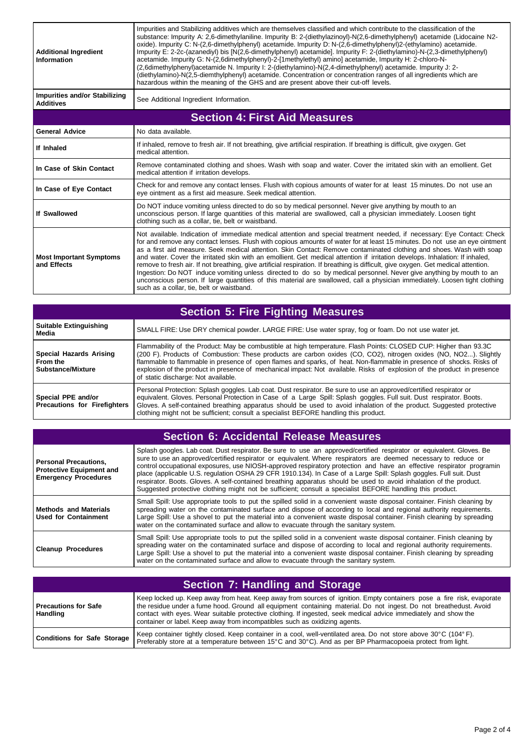| | |
|---|---|
| **Additional Ingredient Information** | Impurities and Stabilizing additives which are themselves classified and which contribute to the classification of the substance: Impurity A: 2,6-dimethylaniline. Impurity B: 2-(diethylazinoyl)-N(2,6-dimethylphenyl) acetamide (Lidocaine N2-oxide). Impurity C: N-(2,6-dimethylphenyl) acetamide. Impurity D: N-(2,6-dimethylphenyl)2-(ethylamino) acetamide. Impurity E: 2-2c-(azanediyl) bis [N(2,6-dimethylphenyl) acetamide]. Impurity F: 2-(diethylamino)-N-(2,3-dimethylphenyl) acetamide. Impurity G: N-(2,6dimethylphenyl)-2-[1methylethyl) amino] acetamide, Impurity H: 2-chloro-N-(2,6dimethylphenyl)acetamide N. Impurity I: 2-(diethylamino)-N(2,4-dimethylphenyl) acetamide. Impurity J: 2-(diethylamino)-N(2,5-diemthylphenyl) acetamide. Concentration or concentration ranges of all ingredients which are hazardous within the meaning of the GHS and are present above their cut-off levels. |
| **Impurities and/or Stabilizing Additives** | See Additional Ingredient Information. |

## Section 4: First Aid Measures

| | |
|---|---|
| **General Advice** | No data available. |
| **If Inhaled** | If inhaled, remove to fresh air. If not breathing, give artificial respiration. If breathing is difficult, give oxygen. Get medical attention. |
| **In Case of Skin Contact** | Remove contaminated clothing and shoes. Wash with soap and water. Cover the irritated skin with an emollient. Get medical attention if irritation develops. |
| **In Case of Eye Contact** | Check for and remove any contact lenses. Flush with copious amounts of water for at least 15 minutes. Do not use an eye ointment as a first aid measure. Seek medical attention. |
| **If Swallowed** | Do NOT induce vomiting unless directed to do so by medical personnel. Never give anything by mouth to an unconscious person. If large quantities of this material are swallowed, call a physician immediately. Loosen tight clothing such as a collar, tie, belt or waistband. |
| **Most Important Symptoms and Effects** | Not available. Indication of immediate medical attention and special treatment needed, if necessary: Eye Contact: Check for and remove any contact lenses. Flush with copious amounts of water for at least 15 minutes. Do not use an eye ointment as a first aid measure. Seek medical attention. Skin Contact: Remove contaminated clothing and shoes. Wash with soap and water. Cover the irritated skin with an emollient. Get medical attention if irritation develops. Inhalation: If inhaled, remove to fresh air. If not breathing, give artificial respiration. If breathing is difficult, give oxygen. Get medical attention. Ingestion: Do NOT induce vomiting unless directed to do so by medical personnel. Never give anything by mouth to an unconscious person. If large quantities of this material are swallowed, call a physician immediately. Loosen tight clothing such as a collar, tie, belt or waistband. |

## Section 5: Fire Fighting Measures

| | |
|---|---|
| **Suitable Extinguishing Media** | SMALL FIRE: Use DRY chemical powder. LARGE FIRE: Use water spray, fog or foam. Do not use water jet. |
| **Special Hazards Arising From the Substance/Mixture** | Flammability of the Product: May be combustible at high temperature. Flash Points: CLOSED CUP: Higher than 93.3C (200 F). Products of Combustion: These products are carbon oxides (CO, CO2), nitrogen oxides (NO, NO2...). Slightly flammable to flammable in presence of open flames and sparks, of heat. Non-flammable in presence of shocks. Risks of explosion of the product in presence of mechanical impact: Not available. Risks of explosion of the product in presence of static discharge: Not available. |
| **Special PPE and/or Precautions for Firefighters** | Personal Protection: Splash goggles. Lab coat. Dust respirator. Be sure to use an approved/certified respirator or equivalent. Gloves. Personal Protection in Case of a Large Spill: Splash goggles. Full suit. Dust respirator. Boots. Gloves. A self-contained breathing apparatus should be used to avoid inhalation of the product. Suggested protective clothing might not be sufficient; consult a specialist BEFORE handling this product. |

## Section 6: Accidental Release Measures

| | |
|---|---|
| **Personal Precautions, Protective Equipment and Emergency Procedures** | Splash googles. Lab coat. Dust respirator. Be sure to use an approved/certified respirator or equivalent. Gloves. Be sure to use an approved/certified respirator or equivalent. Where respirators are deemed necessary to reduce or control occupational exposures, use NIOSH-approved respiratory protection and have an effective respirator programin place (applicable U.S. regulation OSHA 29 CFR 1910.134). In Case of a Large Spill: Splash goggles. Full suit. Dust respirator. Boots. Gloves. A self-contained breathing apparatus should be used to avoid inhalation of the product. Suggested protective clothing might not be sufficient; consult a specialist BEFORE handling this product. |
| **Methods and Materials Used for Containment** | Small Spill: Use appropriate tools to put the spilled solid in a convenient waste disposal container. Finish cleaning by spreading water on the contaminated surface and dispose of according to local and regional authority requirements. Large Spill: Use a shovel to put the material into a convenient waste disposal container. Finish cleaning by spreading water on the contaminated surface and allow to evacuate through the sanitary system. |
| **Cleanup Procedures** | Small Spill: Use appropriate tools to put the spilled solid in a convenient waste disposal container. Finish cleaning by spreading water on the contaminated surface and dispose of according to local and regional authority requirements. Large Spill: Use a shovel to put the material into a convenient waste disposal container. Finish cleaning by spreading water on the contaminated surface and allow to evacuate through the sanitary system. |

## Section 7: Handling and Storage

| | |
|---|---|
| **Precautions for Safe Handling** | Keep locked up. Keep away from heat. Keep away from sources of ignition. Empty containers pose a fire risk, evaporate the residue under a fume hood. Ground all equipment containing material. Do not ingest. Do not breathedust. Avoid contact with eyes. Wear suitable protective clothing. If ingested, seek medical advice immediately and show the container or label. Keep away from incompatibles such as oxidizing agents. |
| **Conditions for Safe Storage** | Keep container tightly closed. Keep container in a cool, well-ventilated area. Do not store above 30°C (104° F). Preferably store at a temperature between 15°C and 30°C). And as per BP Pharmacopoeia protect from light. |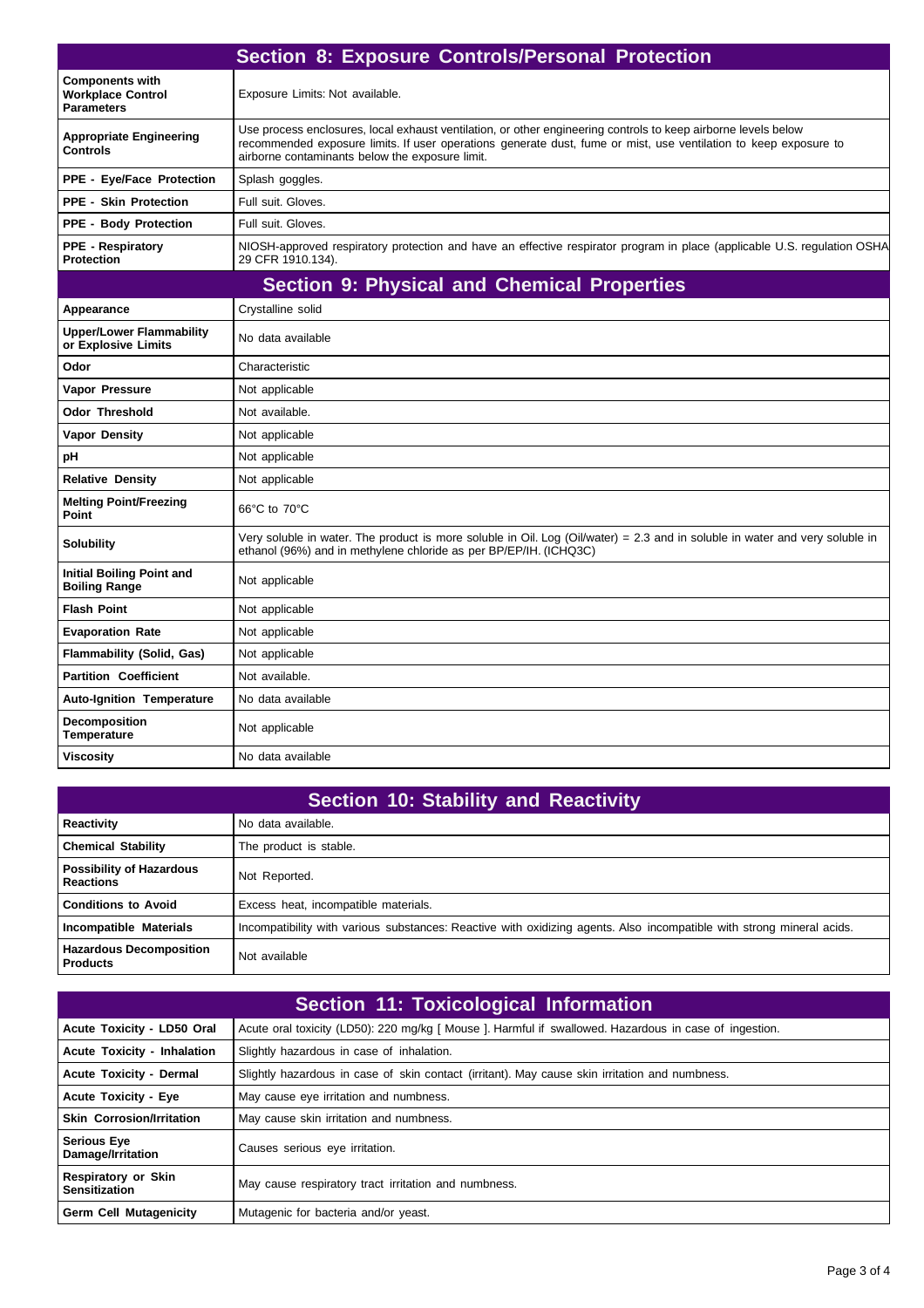## Section 8: Exposure Controls/Personal Protection

| | |
|---|---|
| **Components with Workplace Control Parameters** | Exposure Limits: Not available. |
| **Appropriate Engineering Controls** | Use process enclosures, local exhaust ventilation, or other engineering controls to keep airborne levels below recommended exposure limits. If user operations generate dust, fume or mist, use ventilation to keep exposure to airborne contaminants below the exposure limit. |
| **PPE - Eye/Face Protection** | Splash goggles. |
| **PPE - Skin Protection** | Full suit. Gloves. |
| **PPE - Body Protection** | Full suit. Gloves. |
| **PPE - Respiratory Protection** | NIOSH-approved respiratory protection and have an effective respirator program in place (applicable U.S. regulation OSHA 29 CFR 1910.134). |

## Section 9: Physical and Chemical Properties

| | |
|---|---|
| **Appearance** | Crystalline solid |
| **Upper/Lower Flammability or Explosive Limits** | No data available |
| **Odor** | Characteristic |
| **Vapor Pressure** | Not applicable |
| **Odor Threshold** | Not available. |
| **Vapor Density** | Not applicable |
| **pH** | Not applicable |
| **Relative Density** | Not applicable |
| **Melting Point/Freezing Point** | 66°C to 70°C |
| **Solubility** | Very soluble in water. The product is more soluble in Oil. Log (Oil/water) = 2.3 and in soluble in water and very soluble in ethanol (96%) and in methylene chloride as per BP/EP/IH. (ICHQ3C) |
| **Initial Boiling Point and Boiling Range** | Not applicable |
| **Flash Point** | Not applicable |
| **Evaporation Rate** | Not applicable |
| **Flammability (Solid, Gas)** | Not applicable |
| **Partition Coefficient** | Not available. |
| **Auto-Ignition Temperature** | No data available |
| **Decomposition Temperature** | Not applicable |
| **Viscosity** | No data available |

## Section 10: Stability and Reactivity

| | |
|---|---|
| **Reactivity** | No data available. |
| **Chemical Stability** | The product is stable. |
| **Possibility of Hazardous Reactions** | Not Reported. |
| **Conditions to Avoid** | Excess heat, incompatible materials. |
| **Incompatible Materials** | Incompatibility with various substances: Reactive with oxidizing agents. Also incompatible with strong mineral acids. |
| **Hazardous Decomposition Products** | Not available |

## Section 11: Toxicological Information

| | |
|---|---|
| **Acute Toxicity - LD50 Oral** | Acute oral toxicity (LD50): 220 mg/kg [ Mouse ]. Harmful if swallowed. Hazardous in case of ingestion. |
| **Acute Toxicity - Inhalation** | Slightly hazardous in case of inhalation. |
| **Acute Toxicity - Dermal** | Slightly hazardous in case of skin contact (irritant). May cause skin irritation and numbness. |
| **Acute Toxicity - Eye** | May cause eye irritation and numbness. |
| **Skin Corrosion/Irritation** | May cause skin irritation and numbness. |
| **Serious Eye Damage/Irritation** | Causes serious eye irritation. |
| **Respiratory or Skin Sensitization** | May cause respiratory tract irritation and numbness. |
| **Germ Cell Mutagenicity** | Mutagenic for bacteria and/or yeast. |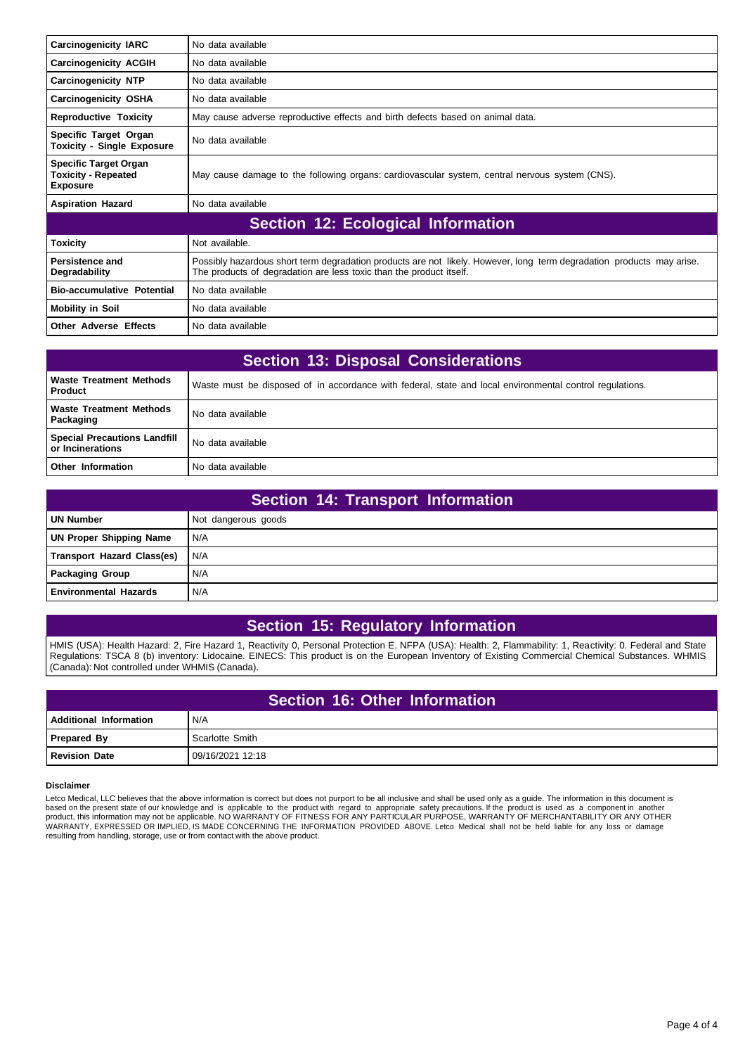| | |
|---|---|
| **Carcinogenicity IARC** | No data available |
| **Carcinogenicity ACGIH** | No data available |
| **Carcinogenicity NTP** | No data available |
| **Carcinogenicity OSHA** | No data available |
| **Reproductive Toxicity** | May cause adverse reproductive effects and birth defects based on animal data. |
| **Specific Target Organ Toxicity - Single Exposure** | No data available |
| **Specific Target Organ Toxicity - Repeated Exposure** | May cause damage to the following organs: cardiovascular system, central nervous system (CNS). |
| **Aspiration Hazard** | No data available |

## Section 12: Ecological Information

| | |
|---|---|
| **Toxicity** | Not available. |
| **Persistence and Degradability** | Possibly hazardous short term degradation products are not likely. However, long term degradation products may arise. The products of degradation are less toxic than the product itself. |
| **Bio-accumulative Potential** | No data available |
| **Mobility in Soil** | No data available |
| **Other Adverse Effects** | No data available |

## Section 13: Disposal Considerations

| | |
|---|---|
| **Waste Treatment Methods Product** | Waste must be disposed of in accordance with federal, state and local environmental control regulations. |
| **Waste Treatment Methods Packaging** | No data available |
| **Special Precautions Landfill or Incinerations** | No data available |
| **Other Information** | No data available |

## Section 14: Transport Information

| | |
|---|---|
| **UN Number** | Not dangerous goods |
| **UN Proper Shipping Name** | N/A |
| **Transport Hazard Class(es)** | N/A |
| **Packaging Group** | N/A |
| **Environmental Hazards** | N/A |

## Section 15: Regulatory Information

HMIS (USA): Health Hazard: 2, Fire Hazard 1, Reactivity 0, Personal Protection E. NFPA (USA): Health: 2, Flammability: 1, Reactivity: 0. Federal and State Regulations: TSCA 8 (b) inventory: Lidocaine. EINECS: This product is on the European Inventory of Existing Commercial Chemical Substances. WHMIS (Canada): Not controlled under WHMIS (Canada).

## Section 16: Other Information

| | |
|---|---|
| **Additional Information** | N/A |
| **Prepared By** | Scarlotte Smith |
| **Revision Date** | 09/16/2021 12:18 |

**Disclaimer**

Letco Medical, LLC believes that the above information is correct but does not purport to be all inclusive and shall be used only as a guide. The information in this document is based on the present state of our knowledge and is applicable to the product with regard to appropriate safety precautions. If the product is used as a component in another product, this information may not be applicable. NO WARRANTY OF FITNESS FOR ANY PARTICULAR PURPOSE, WARRANTY OF MERCHANTABILITY OR ANY OTHER WARRANTY, EXPRESSED OR IMPLIED, IS MADE CONCERNING THE INFORMATION PROVIDED ABOVE. Letco Medical shall not be held liable for any loss or damage resulting from handling, storage, use or from contact with the above product.